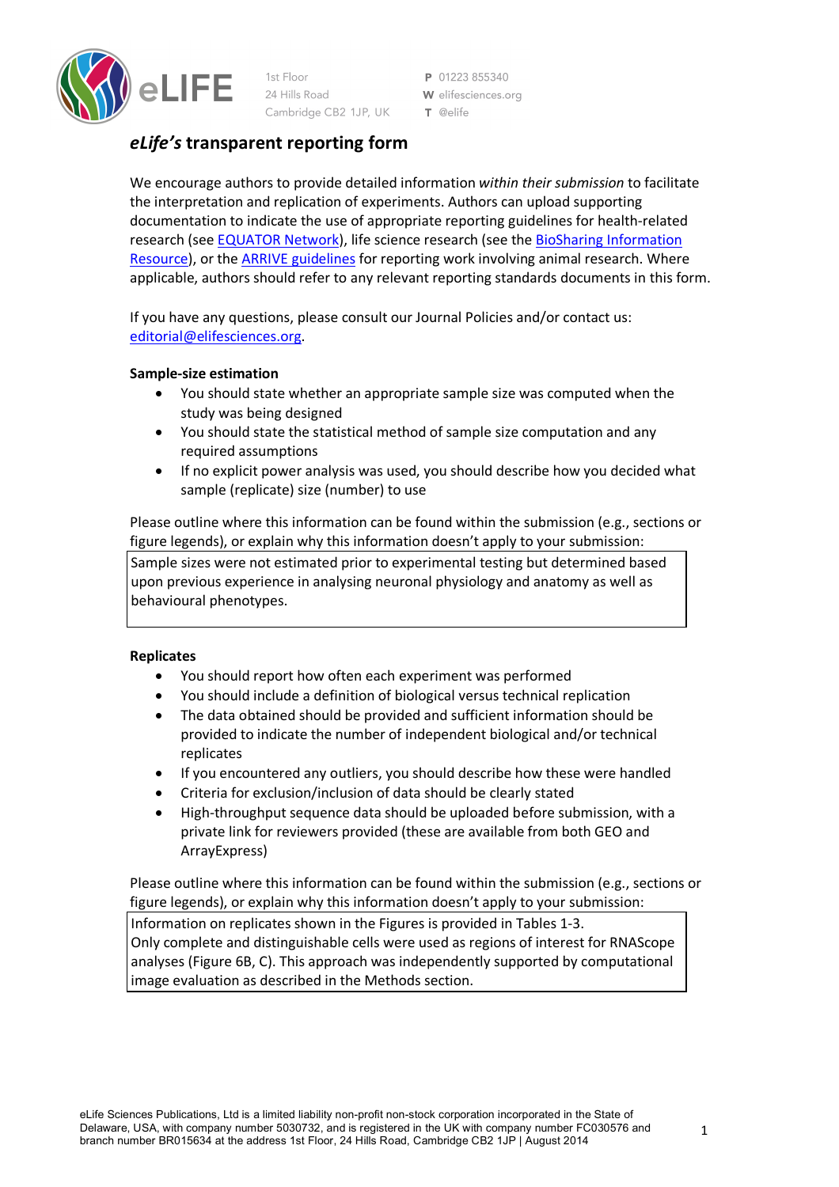eLIFE

1st Floor
24 Hills Road
Cambridge CB2 1JP, UK

P 01223 855340
W elifesciences.org
T @elife

# *eLife's* transparent reporting form

We encourage authors to provide detailed information *within their submission* to facilitate the interpretation and replication of experiments. Authors can upload supporting documentation to indicate the use of appropriate reporting guidelines for health-related research (see EQUATOR Network), life science research (see the BioSharing Information Resource), or the ARRIVE guidelines for reporting work involving animal research. Where applicable, authors should refer to any relevant reporting standards documents in this form.

If you have any questions, please consult our Journal Policies and/or contact us: editorial@elifesciences.org.

**Sample-size estimation**

- You should state whether an appropriate sample size was computed when the study was being designed
- You should state the statistical method of sample size computation and any required assumptions
- If no explicit power analysis was used, you should describe how you decided what sample (replicate) size (number) to use

Please outline where this information can be found within the submission (e.g., sections or figure legends), or explain why this information doesn't apply to your submission:

Sample sizes were not estimated prior to experimental testing but determined based upon previous experience in analysing neuronal physiology and anatomy as well as behavioural phenotypes.

**Replicates**

- You should report how often each experiment was performed
- You should include a definition of biological versus technical replication
- The data obtained should be provided and sufficient information should be provided to indicate the number of independent biological and/or technical replicates
- If you encountered any outliers, you should describe how these were handled
- Criteria for exclusion/inclusion of data should be clearly stated
- High-throughput sequence data should be uploaded before submission, with a private link for reviewers provided (these are available from both GEO and ArrayExpress)

Please outline where this information can be found within the submission (e.g., sections or figure legends), or explain why this information doesn't apply to your submission:

Information on replicates shown in the Figures is provided in Tables 1-3.
Only complete and distinguishable cells were used as regions of interest for RNAScope analyses (Figure 6B, C). This approach was independently supported by computational image evaluation as described in the Methods section.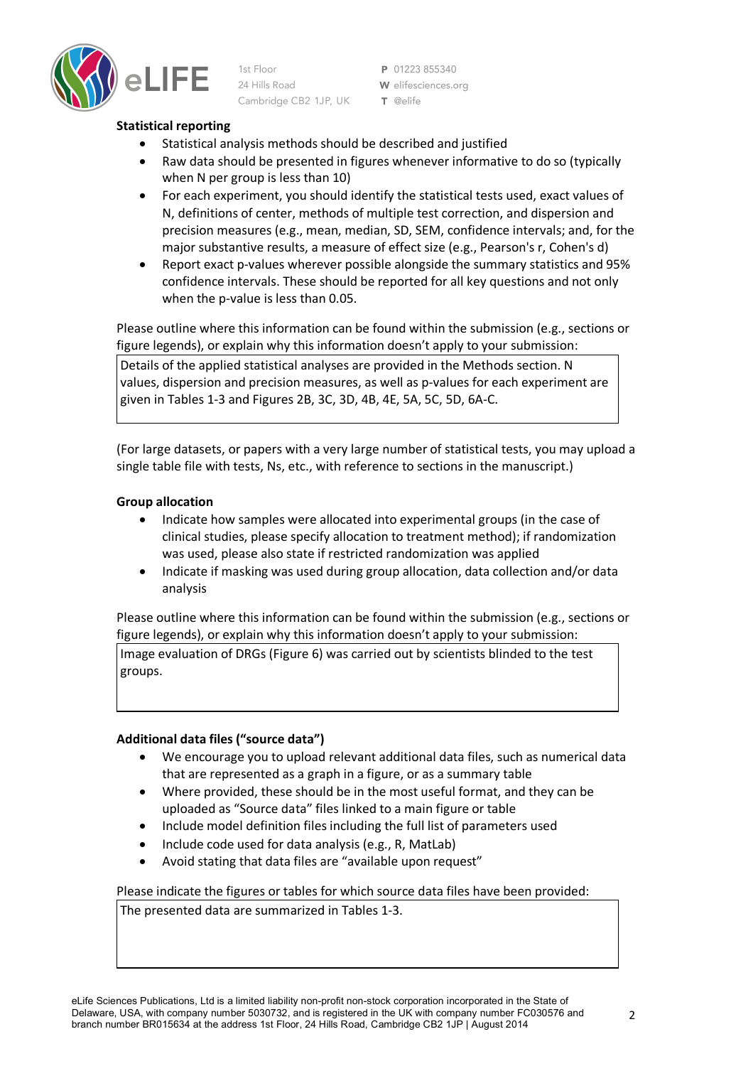**Statistical reporting**

- Statistical analysis methods should be described and justified
- Raw data should be presented in figures whenever informative to do so (typically when N per group is less than 10)
- For each experiment, you should identify the statistical tests used, exact values of N, definitions of center, methods of multiple test correction, and dispersion and precision measures (e.g., mean, median, SD, SEM, confidence intervals; and, for the major substantive results, a measure of effect size (e.g., Pearson's r, Cohen's d)
- Report exact p-values wherever possible alongside the summary statistics and 95% confidence intervals. These should be reported for all key questions and not only when the p-value is less than 0.05.

Please outline where this information can be found within the submission (e.g., sections or figure legends), or explain why this information doesn't apply to your submission:

Details of the applied statistical analyses are provided in the Methods section. N values, dispersion and precision measures, as well as p-values for each experiment are given in Tables 1-3 and Figures 2B, 3C, 3D, 4B, 4E, 5A, 5C, 5D, 6A-C.

(For large datasets, or papers with a very large number of statistical tests, you may upload a single table file with tests, Ns, etc., with reference to sections in the manuscript.)

**Group allocation**

- Indicate how samples were allocated into experimental groups (in the case of clinical studies, please specify allocation to treatment method); if randomization was used, please also state if restricted randomization was applied
- Indicate if masking was used during group allocation, data collection and/or data analysis

Please outline where this information can be found within the submission (e.g., sections or figure legends), or explain why this information doesn't apply to your submission:

Image evaluation of DRGs (Figure 6) was carried out by scientists blinded to the test groups.

**Additional data files ("source data")**

- We encourage you to upload relevant additional data files, such as numerical data that are represented as a graph in a figure, or as a summary table
- Where provided, these should be in the most useful format, and they can be uploaded as "Source data" files linked to a main figure or table
- Include model definition files including the full list of parameters used
- Include code used for data analysis (e.g., R, MatLab)
- Avoid stating that data files are "available upon request"

Please indicate the figures or tables for which source data files have been provided:

The presented data are summarized in Tables 1-3.